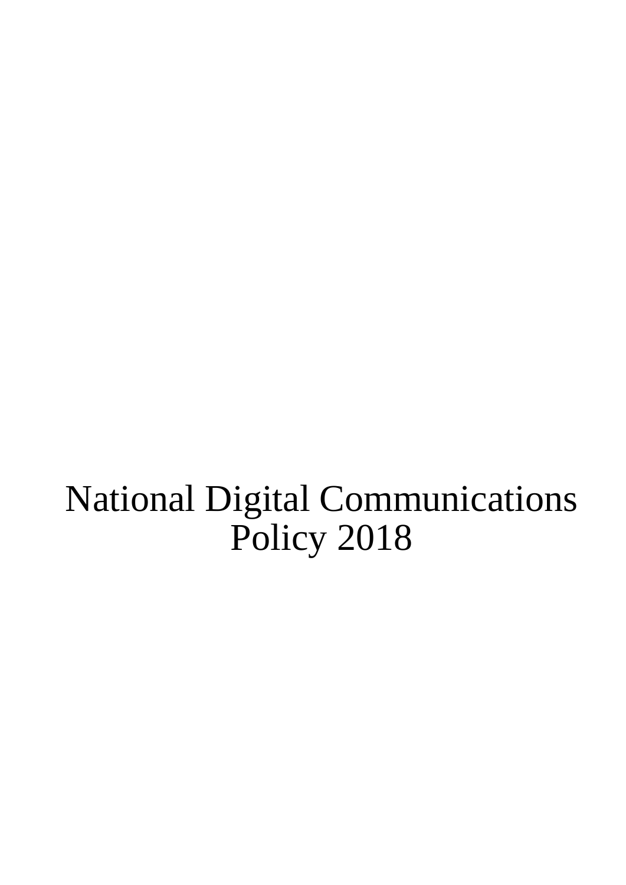# National Digital Communications Policy 2018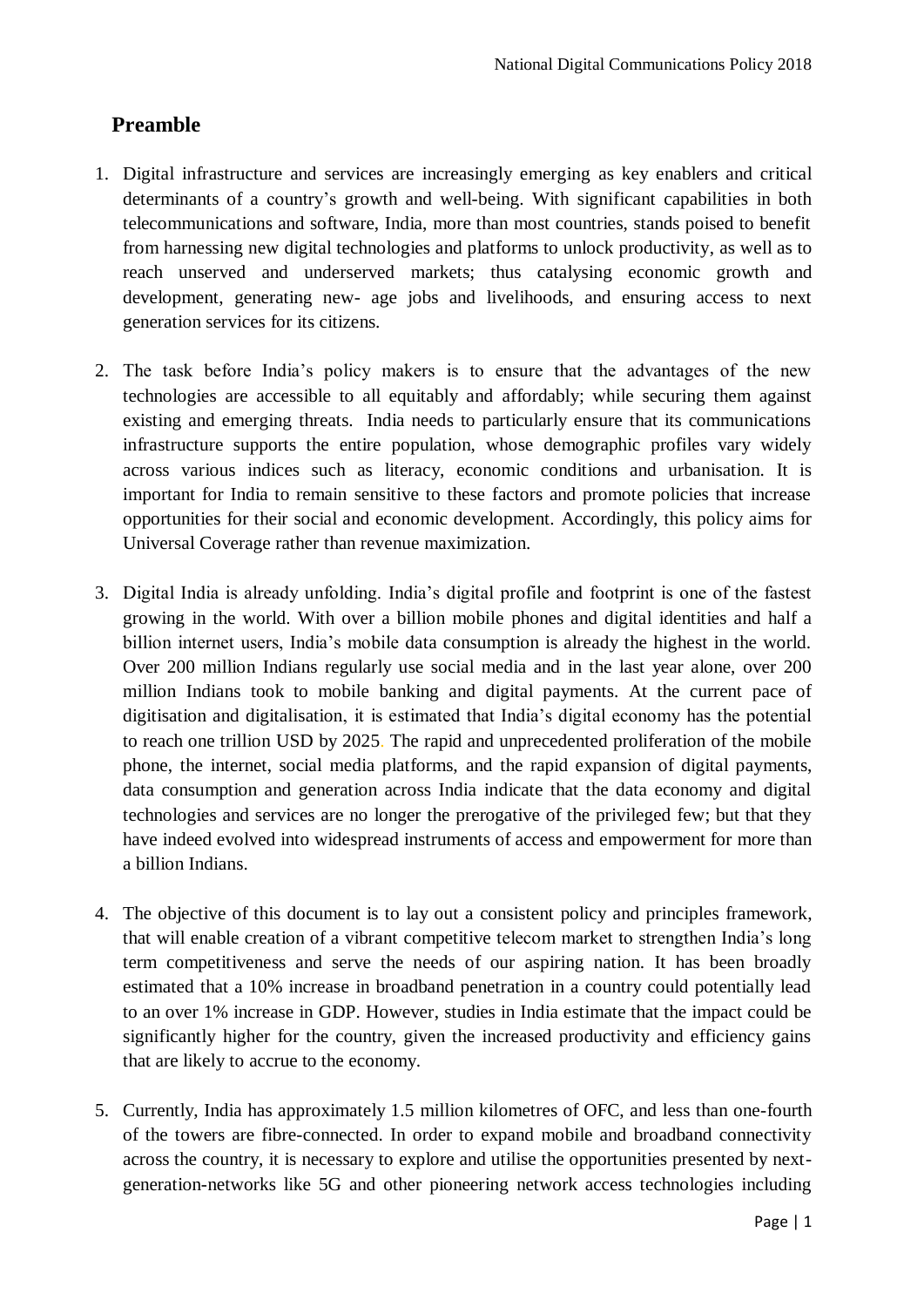## Preamble

1. Digital infrastructure and services are increasingly emerging as key enablers and critical determinants of a country's growth and well-being. With significant capabilities in both telecommunications and software, India, more than most countries, stands poised to benefit from harnessing new digital technologies and platforms to unlock productivity, as well as to reach unserved and underserved markets; thus catalysing economic growth and development, generating new- age jobs and livelihoods, and ensuring access to next generation services for its citizens.

2. The task before India's policy makers is to ensure that the advantages of the new technologies are accessible to all equitably and affordably; while securing them against existing and emerging threats. India needs to particularly ensure that its communications infrastructure supports the entire population, whose demographic profiles vary widely across various indices such as literacy, economic conditions and urbanisation. It is important for India to remain sensitive to these factors and promote policies that increase opportunities for their social and economic development. Accordingly, this policy aims for Universal Coverage rather than revenue maximization.

3. Digital India is already unfolding. India's digital profile and footprint is one of the fastest growing in the world. With over a billion mobile phones and digital identities and half a billion internet users, India's mobile data consumption is already the highest in the world. Over 200 million Indians regularly use social media and in the last year alone, over 200 million Indians took to mobile banking and digital payments. At the current pace of digitisation and digitalisation, it is estimated that India's digital economy has the potential to reach one trillion USD by 2025. The rapid and unprecedented proliferation of the mobile phone, the internet, social media platforms, and the rapid expansion of digital payments, data consumption and generation across India indicate that the data economy and digital technologies and services are no longer the prerogative of the privileged few; but that they have indeed evolved into widespread instruments of access and empowerment for more than a billion Indians.

4. The objective of this document is to lay out a consistent policy and principles framework, that will enable creation of a vibrant competitive telecom market to strengthen India's long term competitiveness and serve the needs of our aspiring nation. It has been broadly estimated that a 10% increase in broadband penetration in a country could potentially lead to an over 1% increase in GDP. However, studies in India estimate that the impact could be significantly higher for the country, given the increased productivity and efficiency gains that are likely to accrue to the economy.

5. Currently, India has approximately 1.5 million kilometres of OFC, and less than one-fourth of the towers are fibre-connected. In order to expand mobile and broadband connectivity across the country, it is necessary to explore and utilise the opportunities presented by next-generation-networks like 5G and other pioneering network access technologies including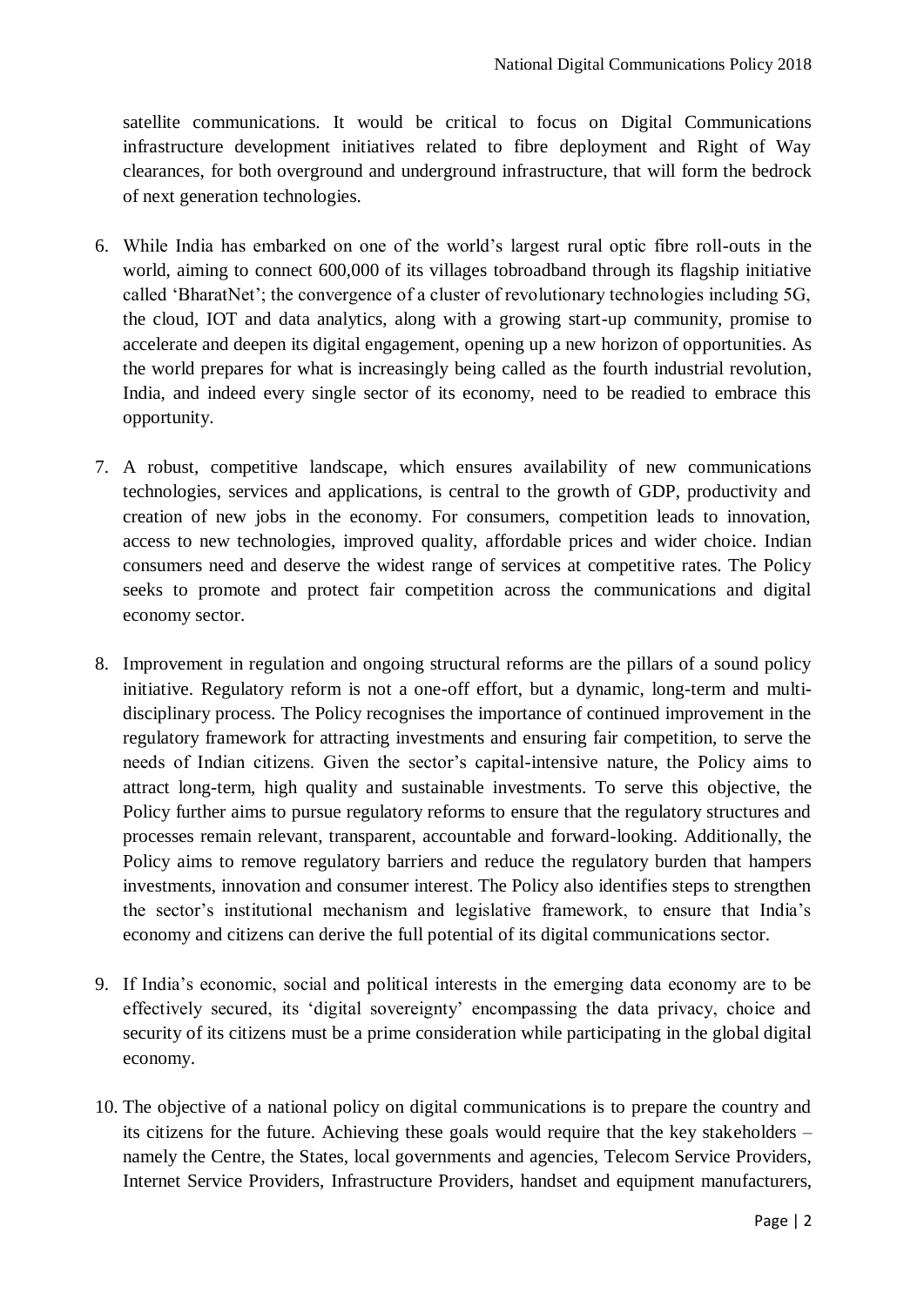satellite communications. It would be critical to focus on Digital Communications infrastructure development initiatives related to fibre deployment and Right of Way clearances, for both overground and underground infrastructure, that will form the bedrock of next generation technologies.

6. While India has embarked on one of the world's largest rural optic fibre roll-outs in the world, aiming to connect 600,000 of its villages tobroadband through its flagship initiative called 'BharatNet'; the convergence of a cluster of revolutionary technologies including 5G, the cloud, IOT and data analytics, along with a growing start-up community, promise to accelerate and deepen its digital engagement, opening up a new horizon of opportunities. As the world prepares for what is increasingly being called as the fourth industrial revolution, India, and indeed every single sector of its economy, need to be readied to embrace this opportunity.

7. A robust, competitive landscape, which ensures availability of new communications technologies, services and applications, is central to the growth of GDP, productivity and creation of new jobs in the economy. For consumers, competition leads to innovation, access to new technologies, improved quality, affordable prices and wider choice. Indian consumers need and deserve the widest range of services at competitive rates. The Policy seeks to promote and protect fair competition across the communications and digital economy sector.

8. Improvement in regulation and ongoing structural reforms are the pillars of a sound policy initiative. Regulatory reform is not a one-off effort, but a dynamic, long-term and multi-disciplinary process. The Policy recognises the importance of continued improvement in the regulatory framework for attracting investments and ensuring fair competition, to serve the needs of Indian citizens. Given the sector's capital-intensive nature, the Policy aims to attract long-term, high quality and sustainable investments. To serve this objective, the Policy further aims to pursue regulatory reforms to ensure that the regulatory structures and processes remain relevant, transparent, accountable and forward-looking. Additionally, the Policy aims to remove regulatory barriers and reduce the regulatory burden that hampers investments, innovation and consumer interest. The Policy also identifies steps to strengthen the sector's institutional mechanism and legislative framework, to ensure that India's economy and citizens can derive the full potential of its digital communications sector.

9. If India's economic, social and political interests in the emerging data economy are to be effectively secured, its 'digital sovereignty' encompassing the data privacy, choice and security of its citizens must be a prime consideration while participating in the global digital economy.

10. The objective of a national policy on digital communications is to prepare the country and its citizens for the future. Achieving these goals would require that the key stakeholders – namely the Centre, the States, local governments and agencies, Telecom Service Providers, Internet Service Providers, Infrastructure Providers, handset and equipment manufacturers,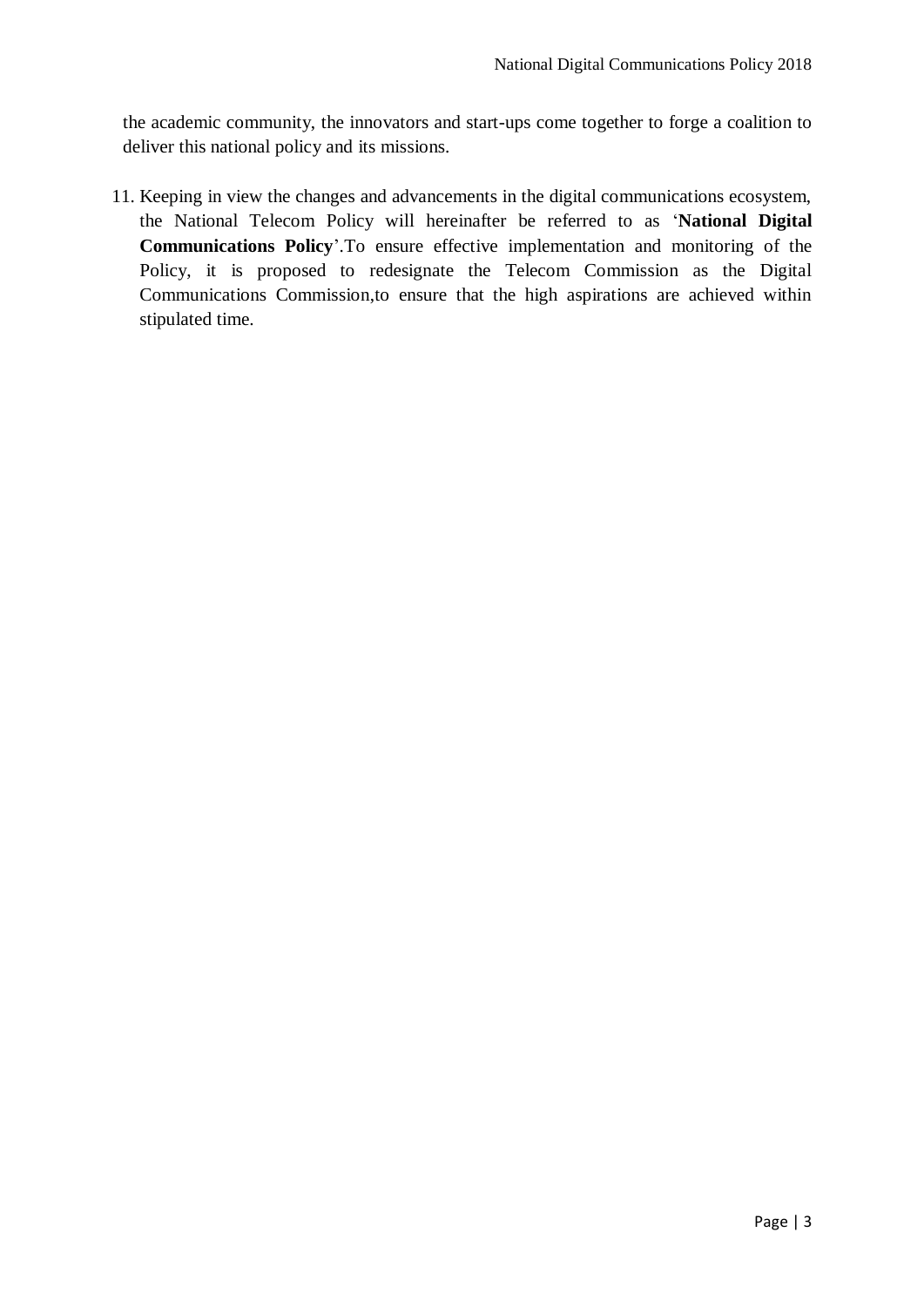the academic community, the innovators and start-ups come together to forge a coalition to deliver this national policy and its missions.

11. Keeping in view the changes and advancements in the digital communications ecosystem, the National Telecom Policy will hereinafter be referred to as '**National Digital Communications Policy**'.To ensure effective implementation and monitoring of the Policy, it is proposed to redesignate the Telecom Commission as the Digital Communications Commission,to ensure that the high aspirations are achieved within stipulated time.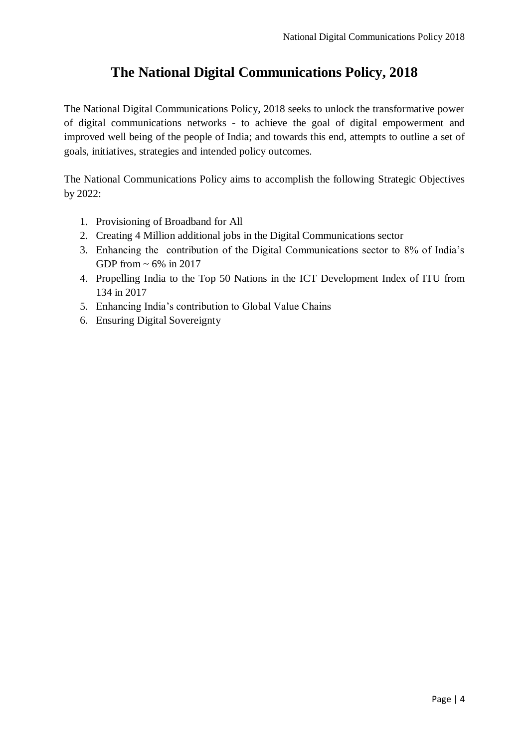# The National Digital Communications Policy, 2018

The National Digital Communications Policy, 2018 seeks to unlock the transformative power of digital communications networks - to achieve the goal of digital empowerment and improved well being of the people of India; and towards this end, attempts to outline a set of goals, initiatives, strategies and intended policy outcomes.

The National Communications Policy aims to accomplish the following Strategic Objectives by 2022:

1. Provisioning of Broadband for All
2. Creating 4 Million additional jobs in the Digital Communications sector
3. Enhancing the contribution of the Digital Communications sector to 8% of India's GDP from ~ 6% in 2017
4. Propelling India to the Top 50 Nations in the ICT Development Index of ITU from 134 in 2017
5. Enhancing India's contribution to Global Value Chains
6. Ensuring Digital Sovereignty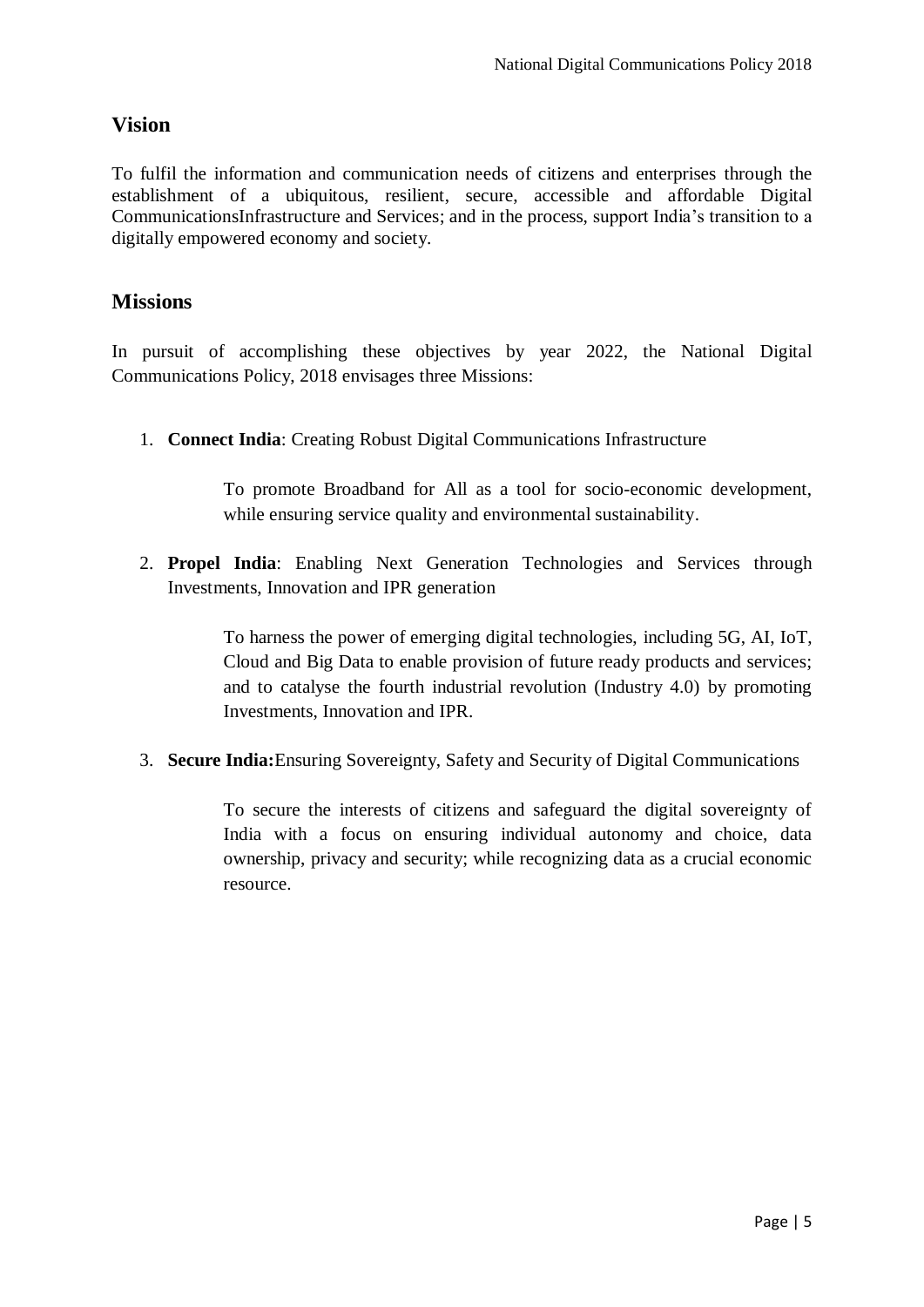## Vision

To fulfil the information and communication needs of citizens and enterprises through the establishment of a ubiquitous, resilient, secure, accessible and affordable Digital CommunicationsInfrastructure and Services; and in the process, support India's transition to a digitally empowered economy and society.

## Missions

In pursuit of accomplishing these objectives by year 2022, the National Digital Communications Policy, 2018 envisages three Missions:

1. **Connect India**: Creating Robust Digital Communications Infrastructure

    To promote Broadband for All as a tool for socio-economic development, while ensuring service quality and environmental sustainability.

2. **Propel India**: Enabling Next Generation Technologies and Services through Investments, Innovation and IPR generation

    To harness the power of emerging digital technologies, including 5G, AI, IoT, Cloud and Big Data to enable provision of future ready products and services; and to catalyse the fourth industrial revolution (Industry 4.0) by promoting Investments, Innovation and IPR.

3. **Secure India:**Ensuring Sovereignty, Safety and Security of Digital Communications

    To secure the interests of citizens and safeguard the digital sovereignty of India with a focus on ensuring individual autonomy and choice, data ownership, privacy and security; while recognizing data as a crucial economic resource.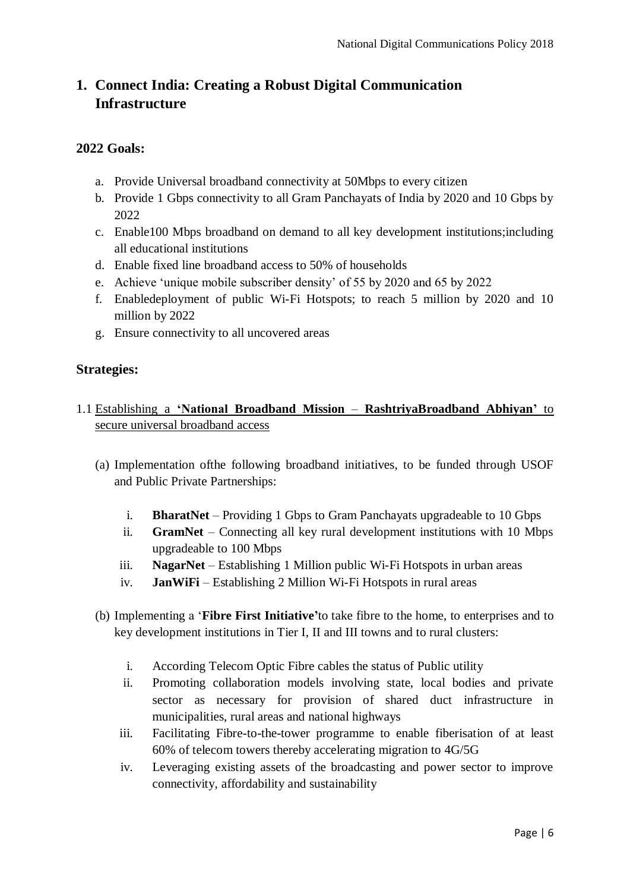# 1. Connect India: Creating a Robust Digital Communication Infrastructure

## 2022 Goals:

a. Provide Universal broadband connectivity at 50Mbps to every citizen
b. Provide 1 Gbps connectivity to all Gram Panchayats of India by 2020 and 10 Gbps by 2022
c. Enable100 Mbps broadband on demand to all key development institutions;including all educational institutions
d. Enable fixed line broadband access to 50% of households
e. Achieve 'unique mobile subscriber density' of 55 by 2020 and 65 by 2022
f. Enabledeployment of public Wi-Fi Hotspots; to reach 5 million by 2020 and 10 million by 2022
g. Ensure connectivity to all uncovered areas

## Strategies:

1.1 <u>Establishing a **'National Broadband Mission – RashtriyaBroadband Abhiyan'** to secure universal broadband access</u>

(a) Implementation ofthe following broadband initiatives, to be funded through USOF and Public Private Partnerships:

i. **BharatNet** – Providing 1 Gbps to Gram Panchayats upgradeable to 10 Gbps
ii. **GramNet** – Connecting all key rural development institutions with 10 Mbps upgradeable to 100 Mbps
iii. **NagarNet** – Establishing 1 Million public Wi-Fi Hotspots in urban areas
iv. **JanWiFi** – Establishing 2 Million Wi-Fi Hotspots in rural areas

(b) Implementing a '**Fibre First Initiative'**to take fibre to the home, to enterprises and to key development institutions in Tier I, II and III towns and to rural clusters:

i. According Telecom Optic Fibre cables the status of Public utility
ii. Promoting collaboration models involving state, local bodies and private sector as necessary for provision of shared duct infrastructure in municipalities, rural areas and national highways
iii. Facilitating Fibre-to-the-tower programme to enable fiberisation of at least 60% of telecom towers thereby accelerating migration to 4G/5G
iv. Leveraging existing assets of the broadcasting and power sector to improve connectivity, affordability and sustainability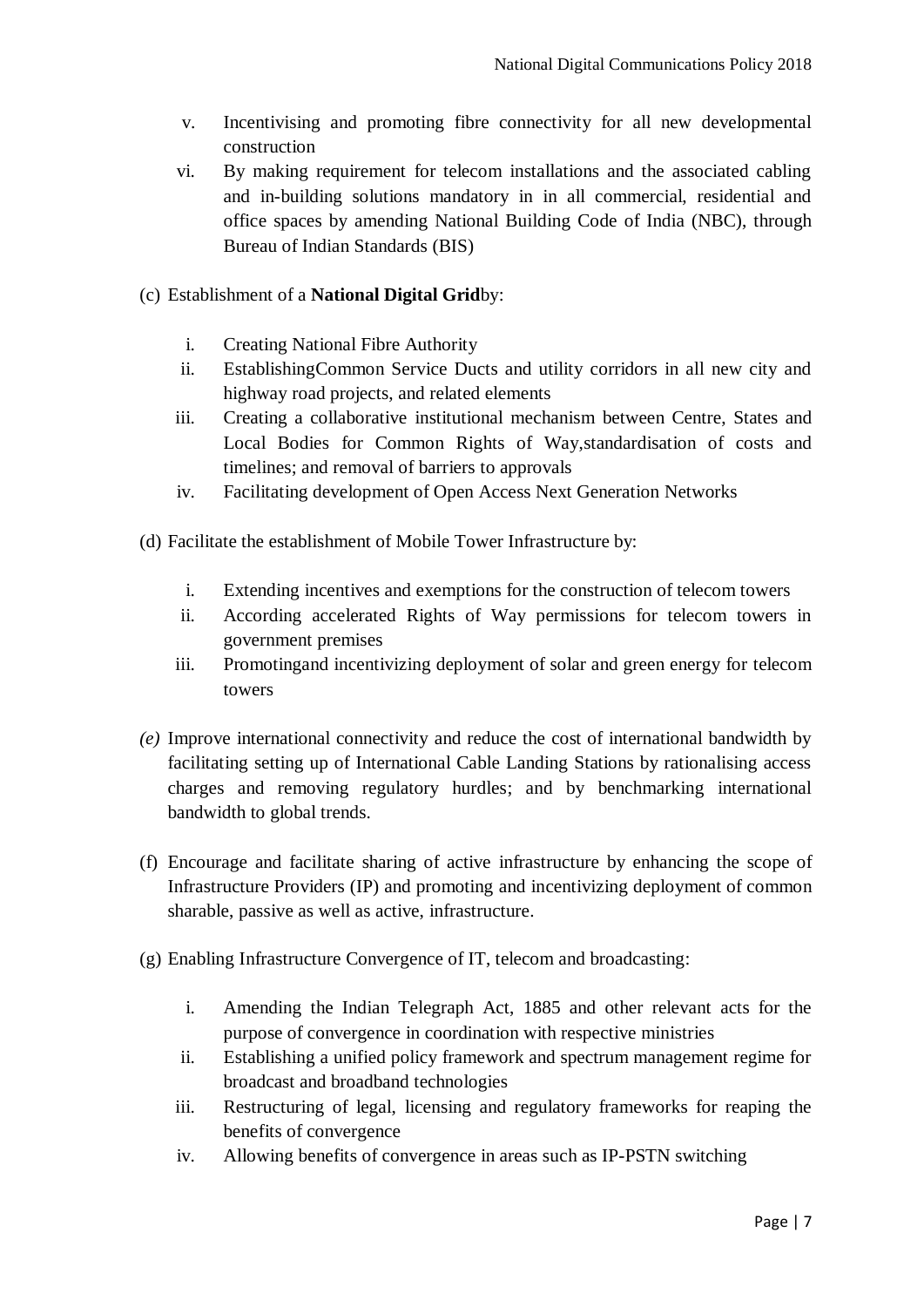v. Incentivising and promoting fibre connectivity for all new developmental construction
vi. By making requirement for telecom installations and the associated cabling and in-building solutions mandatory in in all commercial, residential and office spaces by amending National Building Code of India (NBC), through Bureau of Indian Standards (BIS)

(c) Establishment of a **National Digital Grid**by:

i. Creating National Fibre Authority
ii. EstablishingCommon Service Ducts and utility corridors in all new city and highway road projects, and related elements
iii. Creating a collaborative institutional mechanism between Centre, States and Local Bodies for Common Rights of Way,standardisation of costs and timelines; and removal of barriers to approvals
iv. Facilitating development of Open Access Next Generation Networks

(d) Facilitate the establishment of Mobile Tower Infrastructure by:

i. Extending incentives and exemptions for the construction of telecom towers
ii. According accelerated Rights of Way permissions for telecom towers in government premises
iii. Promotingand incentivizing deployment of solar and green energy for telecom towers

*(e)* Improve international connectivity and reduce the cost of international bandwidth by facilitating setting up of International Cable Landing Stations by rationalising access charges and removing regulatory hurdles; and by benchmarking international bandwidth to global trends.

(f) Encourage and facilitate sharing of active infrastructure by enhancing the scope of Infrastructure Providers (IP) and promoting and incentivizing deployment of common sharable, passive as well as active, infrastructure.

(g) Enabling Infrastructure Convergence of IT, telecom and broadcasting:

i. Amending the Indian Telegraph Act, 1885 and other relevant acts for the purpose of convergence in coordination with respective ministries
ii. Establishing a unified policy framework and spectrum management regime for broadcast and broadband technologies
iii. Restructuring of legal, licensing and regulatory frameworks for reaping the benefits of convergence
iv. Allowing benefits of convergence in areas such as IP-PSTN switching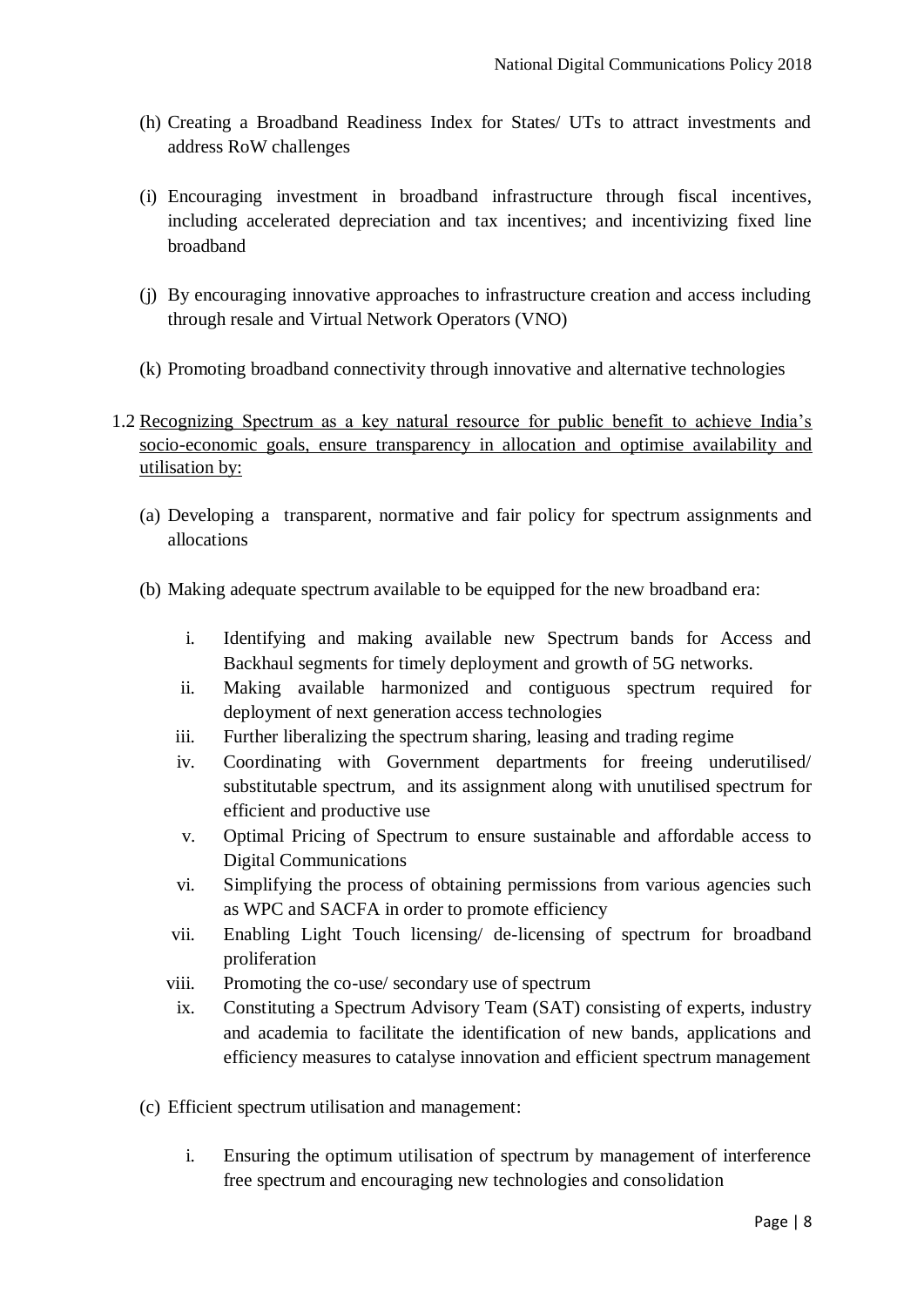(h) Creating a Broadband Readiness Index for States/ UTs to attract investments and address RoW challenges

(i) Encouraging investment in broadband infrastructure through fiscal incentives, including accelerated depreciation and tax incentives; and incentivizing fixed line broadband

(j) By encouraging innovative approaches to infrastructure creation and access including through resale and Virtual Network Operators (VNO)

(k) Promoting broadband connectivity through innovative and alternative technologies

1.2 <u>Recognizing Spectrum as a key natural resource for public benefit to achieve India's socio-economic goals, ensure transparency in allocation and optimise availability and utilisation by:</u>

(a) Developing a transparent, normative and fair policy for spectrum assignments and allocations

(b) Making adequate spectrum available to be equipped for the new broadband era:

i. Identifying and making available new Spectrum bands for Access and Backhaul segments for timely deployment and growth of 5G networks.
ii. Making available harmonized and contiguous spectrum required for deployment of next generation access technologies
iii. Further liberalizing the spectrum sharing, leasing and trading regime
iv. Coordinating with Government departments for freeing underutilised/ substitutable spectrum, and its assignment along with unutilised spectrum for efficient and productive use
v. Optimal Pricing of Spectrum to ensure sustainable and affordable access to Digital Communications
vi. Simplifying the process of obtaining permissions from various agencies such as WPC and SACFA in order to promote efficiency
vii. Enabling Light Touch licensing/ de-licensing of spectrum for broadband proliferation
viii. Promoting the co-use/ secondary use of spectrum
ix. Constituting a Spectrum Advisory Team (SAT) consisting of experts, industry and academia to facilitate the identification of new bands, applications and efficiency measures to catalyse innovation and efficient spectrum management

(c) Efficient spectrum utilisation and management:

i. Ensuring the optimum utilisation of spectrum by management of interference free spectrum and encouraging new technologies and consolidation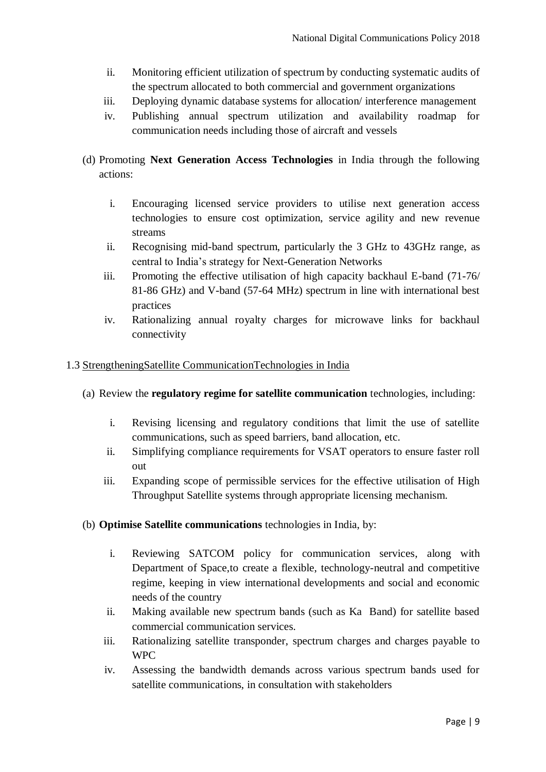ii. Monitoring efficient utilization of spectrum by conducting systematic audits of the spectrum allocated to both commercial and government organizations
iii. Deploying dynamic database systems for allocation/ interference management
iv. Publishing annual spectrum utilization and availability roadmap for communication needs including those of aircraft and vessels

(d) Promoting **Next Generation Access Technologies** in India through the following actions:

i. Encouraging licensed service providers to utilise next generation access technologies to ensure cost optimization, service agility and new revenue streams
ii. Recognising mid-band spectrum, particularly the 3 GHz to 43GHz range, as central to India's strategy for Next-Generation Networks
iii. Promoting the effective utilisation of high capacity backhaul E-band (71-76/ 81-86 GHz) and V-band (57-64 MHz) spectrum in line with international best practices
iv. Rationalizing annual royalty charges for microwave links for backhaul connectivity

1.3 StrengtheningSatellite CommunicationTechnologies in India

(a) Review the **regulatory regime for satellite communication** technologies, including:

i. Revising licensing and regulatory conditions that limit the use of satellite communications, such as speed barriers, band allocation, etc.
ii. Simplifying compliance requirements for VSAT operators to ensure faster roll out
iii. Expanding scope of permissible services for the effective utilisation of High Throughput Satellite systems through appropriate licensing mechanism.

(b) **Optimise Satellite communications** technologies in India, by:

i. Reviewing SATCOM policy for communication services, along with Department of Space,to create a flexible, technology-neutral and competitive regime, keeping in view international developments and social and economic needs of the country
ii. Making available new spectrum bands (such as Ka Band) for satellite based commercial communication services.
iii. Rationalizing satellite transponder, spectrum charges and charges payable to WPC
iv. Assessing the bandwidth demands across various spectrum bands used for satellite communications, in consultation with stakeholders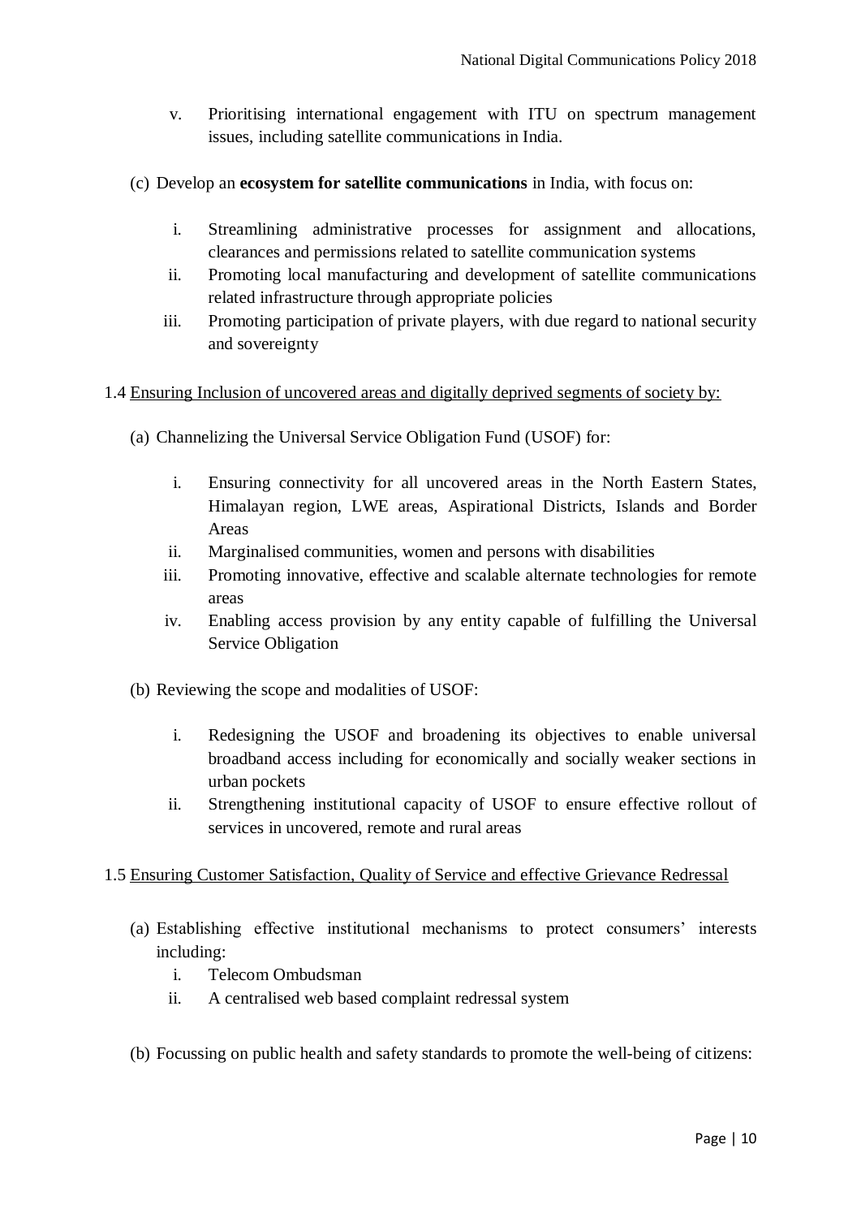v. Prioritising international engagement with ITU on spectrum management issues, including satellite communications in India.

(c) Develop an **ecosystem for satellite communications** in India, with focus on:

i. Streamlining administrative processes for assignment and allocations, clearances and permissions related to satellite communication systems
ii. Promoting local manufacturing and development of satellite communications related infrastructure through appropriate policies
iii. Promoting participation of private players, with due regard to national security and sovereignty

1.4 <u>Ensuring Inclusion of uncovered areas and digitally deprived segments of society by:</u>

(a) Channelizing the Universal Service Obligation Fund (USOF) for:

i. Ensuring connectivity for all uncovered areas in the North Eastern States, Himalayan region, LWE areas, Aspirational Districts, Islands and Border Areas
ii. Marginalised communities, women and persons with disabilities
iii. Promoting innovative, effective and scalable alternate technologies for remote areas
iv. Enabling access provision by any entity capable of fulfilling the Universal Service Obligation

(b) Reviewing the scope and modalities of USOF:

i. Redesigning the USOF and broadening its objectives to enable universal broadband access including for economically and socially weaker sections in urban pockets
ii. Strengthening institutional capacity of USOF to ensure effective rollout of services in uncovered, remote and rural areas

1.5 <u>Ensuring Customer Satisfaction, Quality of Service and effective Grievance Redressal</u>

(a) Establishing effective institutional mechanisms to protect consumers' interests including:
i. Telecom Ombudsman
ii. A centralised web based complaint redressal system

(b) Focussing on public health and safety standards to promote the well-being of citizens: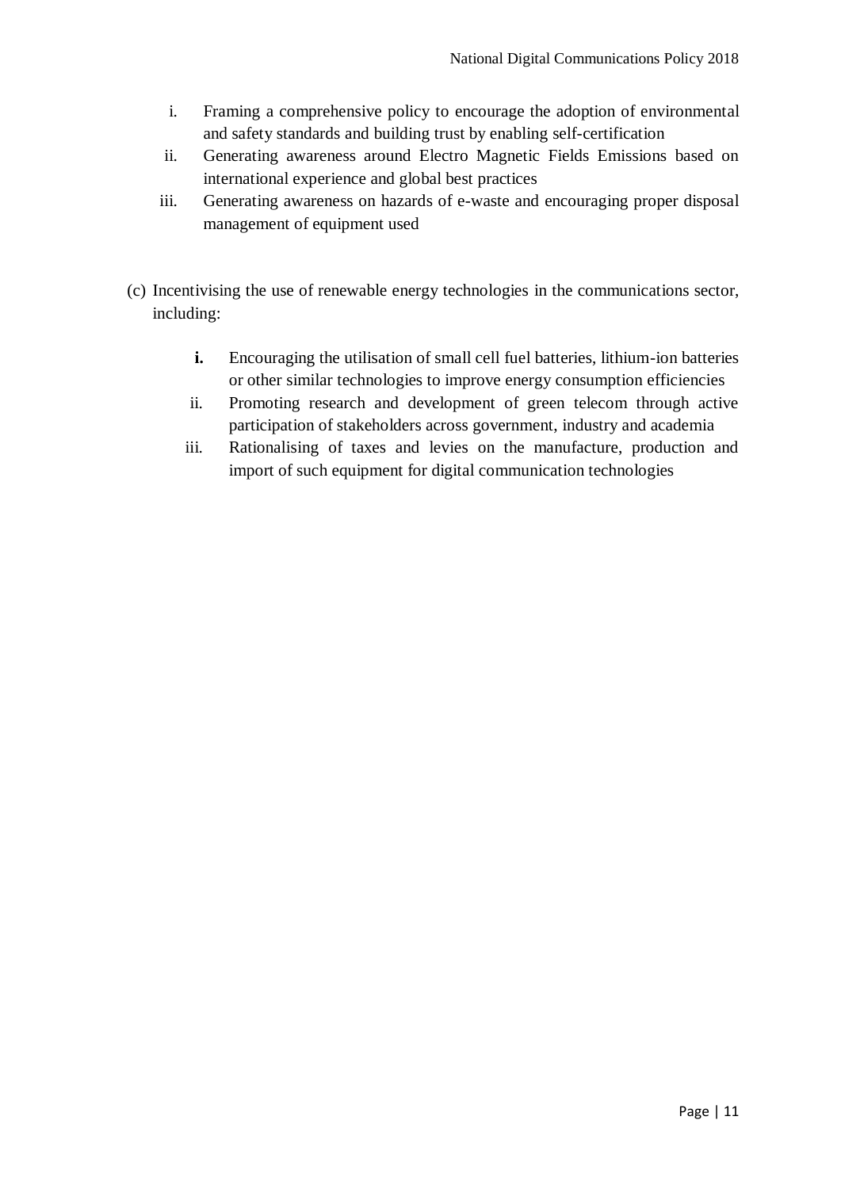i. Framing a comprehensive policy to encourage the adoption of environmental and safety standards and building trust by enabling self-certification
ii. Generating awareness around Electro Magnetic Fields Emissions based on international experience and global best practices
iii. Generating awareness on hazards of e-waste and encouraging proper disposal management of equipment used

(c) Incentivising the use of renewable energy technologies in the communications sector, including:

- **i.** Encouraging the utilisation of small cell fuel batteries, lithium-ion batteries or other similar technologies to improve energy consumption efficiencies
- ii. Promoting research and development of green telecom through active participation of stakeholders across government, industry and academia
- iii. Rationalising of taxes and levies on the manufacture, production and import of such equipment for digital communication technologies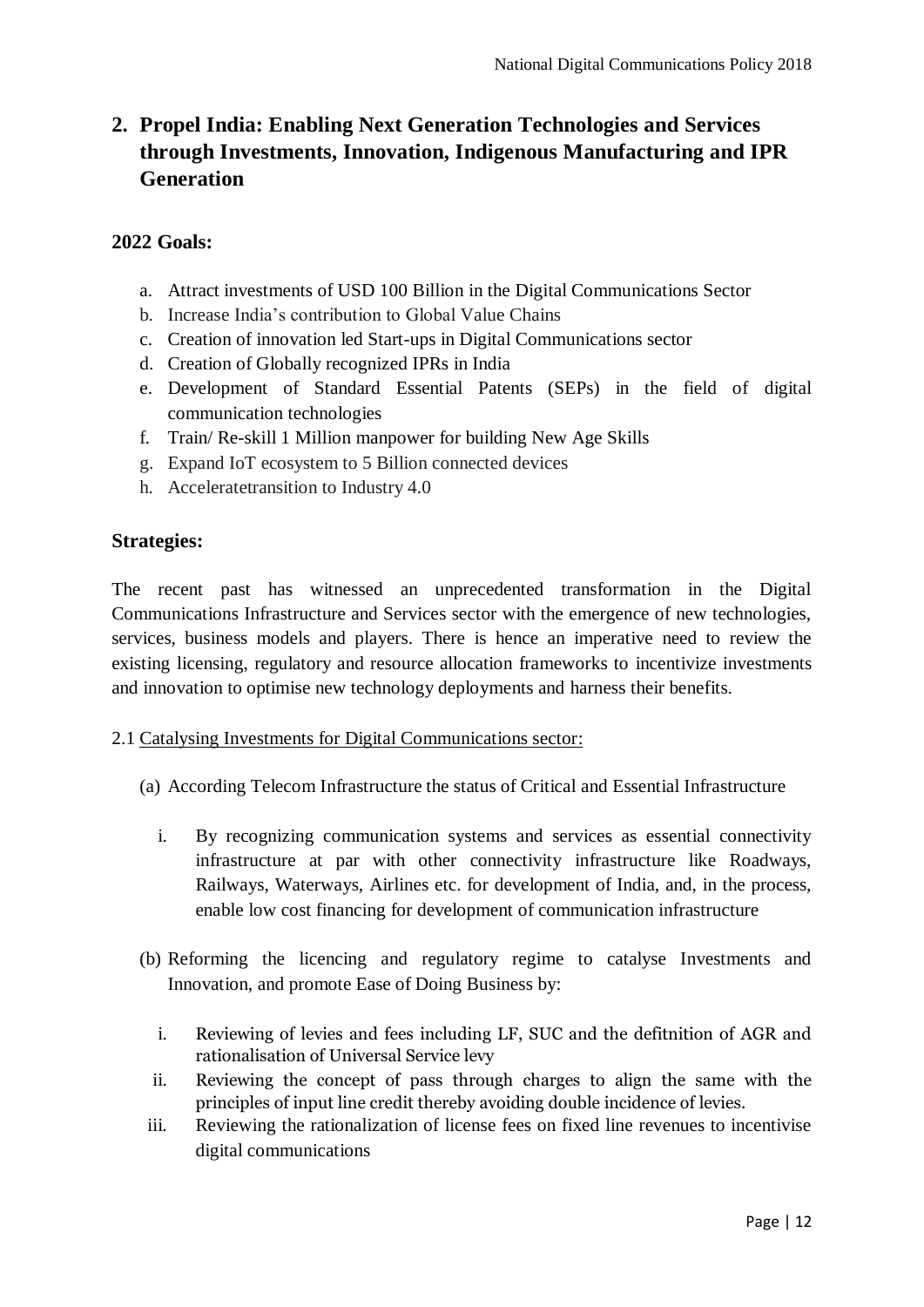## 2. Propel India: Enabling Next Generation Technologies and Services through Investments, Innovation, Indigenous Manufacturing and IPR Generation

### 2022 Goals:

a. Attract investments of USD 100 Billion in the Digital Communications Sector
b. Increase India's contribution to Global Value Chains
c. Creation of innovation led Start-ups in Digital Communications sector
d. Creation of Globally recognized IPRs in India
e. Development of Standard Essential Patents (SEPs) in the field of digital communication technologies
f. Train/ Re-skill 1 Million manpower for building New Age Skills
g. Expand IoT ecosystem to 5 Billion connected devices
h. Acceleratetransition to Industry 4.0

### Strategies:

The recent past has witnessed an unprecedented transformation in the Digital Communications Infrastructure and Services sector with the emergence of new technologies, services, business models and players. There is hence an imperative need to review the existing licensing, regulatory and resource allocation frameworks to incentivize investments and innovation to optimise new technology deployments and harness their benefits.

2.1 Catalysing Investments for Digital Communications sector:

(a) According Telecom Infrastructure the status of Critical and Essential Infrastructure

i. By recognizing communication systems and services as essential connectivity infrastructure at par with other connectivity infrastructure like Roadways, Railways, Waterways, Airlines etc. for development of India, and, in the process, enable low cost financing for development of communication infrastructure

(b) Reforming the licencing and regulatory regime to catalyse Investments and Innovation, and promote Ease of Doing Business by:

i. Reviewing of levies and fees including LF, SUC and the defitnition of AGR and rationalisation of Universal Service levy
ii. Reviewing the concept of pass through charges to align the same with the principles of input line credit thereby avoiding double incidence of levies.
iii. Reviewing the rationalization of license fees on fixed line revenues to incentivise digital communications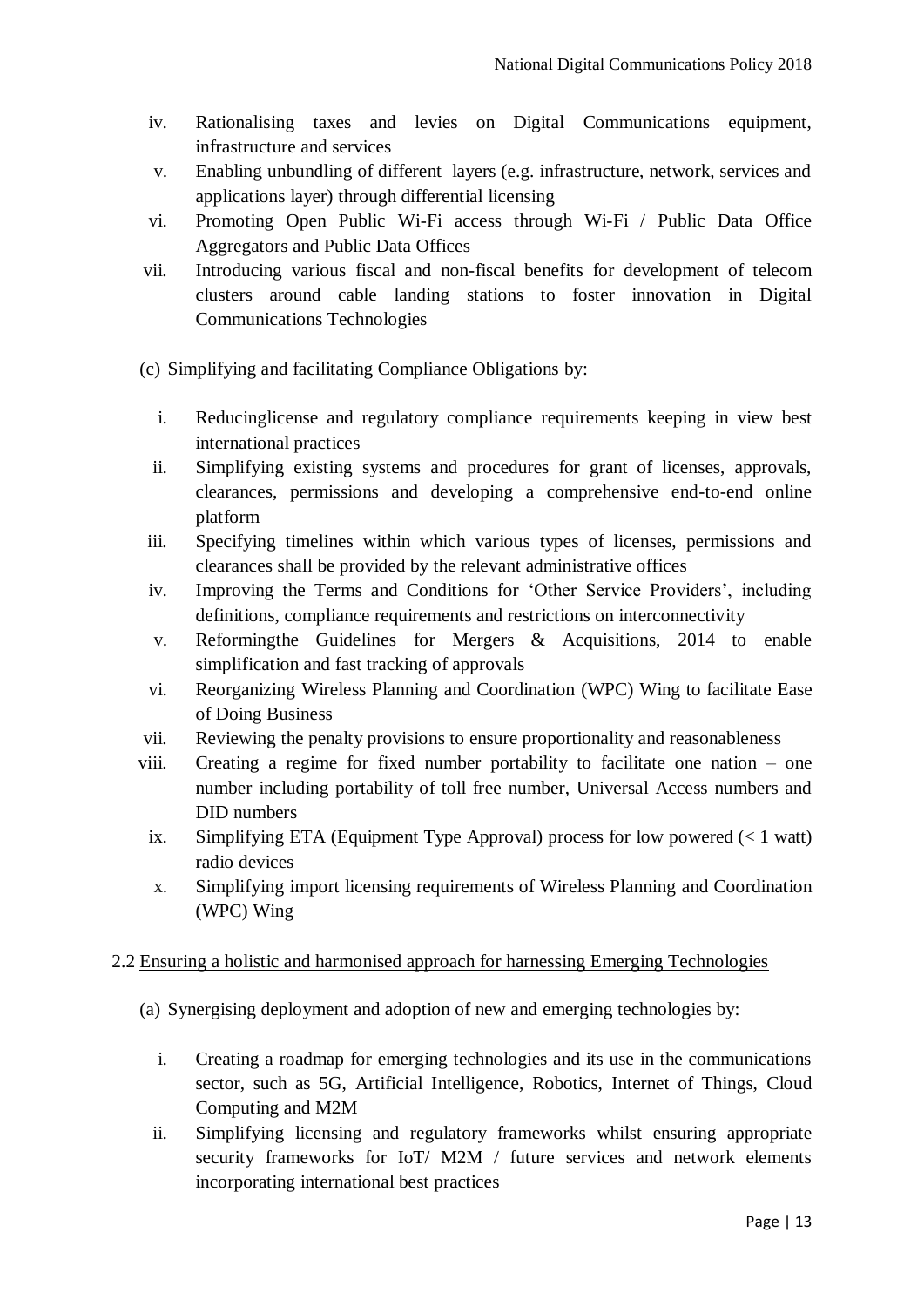iv. Rationalising taxes and levies on Digital Communications equipment, infrastructure and services

v. Enabling unbundling of different layers (e.g. infrastructure, network, services and applications layer) through differential licensing

vi. Promoting Open Public Wi-Fi access through Wi-Fi / Public Data Office Aggregators and Public Data Offices

vii. Introducing various fiscal and non-fiscal benefits for development of telecom clusters around cable landing stations to foster innovation in Digital Communications Technologies

(c) Simplifying and facilitating Compliance Obligations by:

i. Reducinglicense and regulatory compliance requirements keeping in view best international practices

ii. Simplifying existing systems and procedures for grant of licenses, approvals, clearances, permissions and developing a comprehensive end-to-end online platform

iii. Specifying timelines within which various types of licenses, permissions and clearances shall be provided by the relevant administrative offices

iv. Improving the Terms and Conditions for 'Other Service Providers', including definitions, compliance requirements and restrictions on interconnectivity

v. Reformingthe Guidelines for Mergers & Acquisitions, 2014 to enable simplification and fast tracking of approvals

vi. Reorganizing Wireless Planning and Coordination (WPC) Wing to facilitate Ease of Doing Business

vii. Reviewing the penalty provisions to ensure proportionality and reasonableness

viii. Creating a regime for fixed number portability to facilitate one nation – one number including portability of toll free number, Universal Access numbers and DID numbers

ix. Simplifying ETA (Equipment Type Approval) process for low powered (< 1 watt) radio devices

x. Simplifying import licensing requirements of Wireless Planning and Coordination (WPC) Wing

2.2 Ensuring a holistic and harmonised approach for harnessing Emerging Technologies

(a) Synergising deployment and adoption of new and emerging technologies by:

i. Creating a roadmap for emerging technologies and its use in the communications sector, such as 5G, Artificial Intelligence, Robotics, Internet of Things, Cloud Computing and M2M

ii. Simplifying licensing and regulatory frameworks whilst ensuring appropriate security frameworks for IoT/ M2M / future services and network elements incorporating international best practices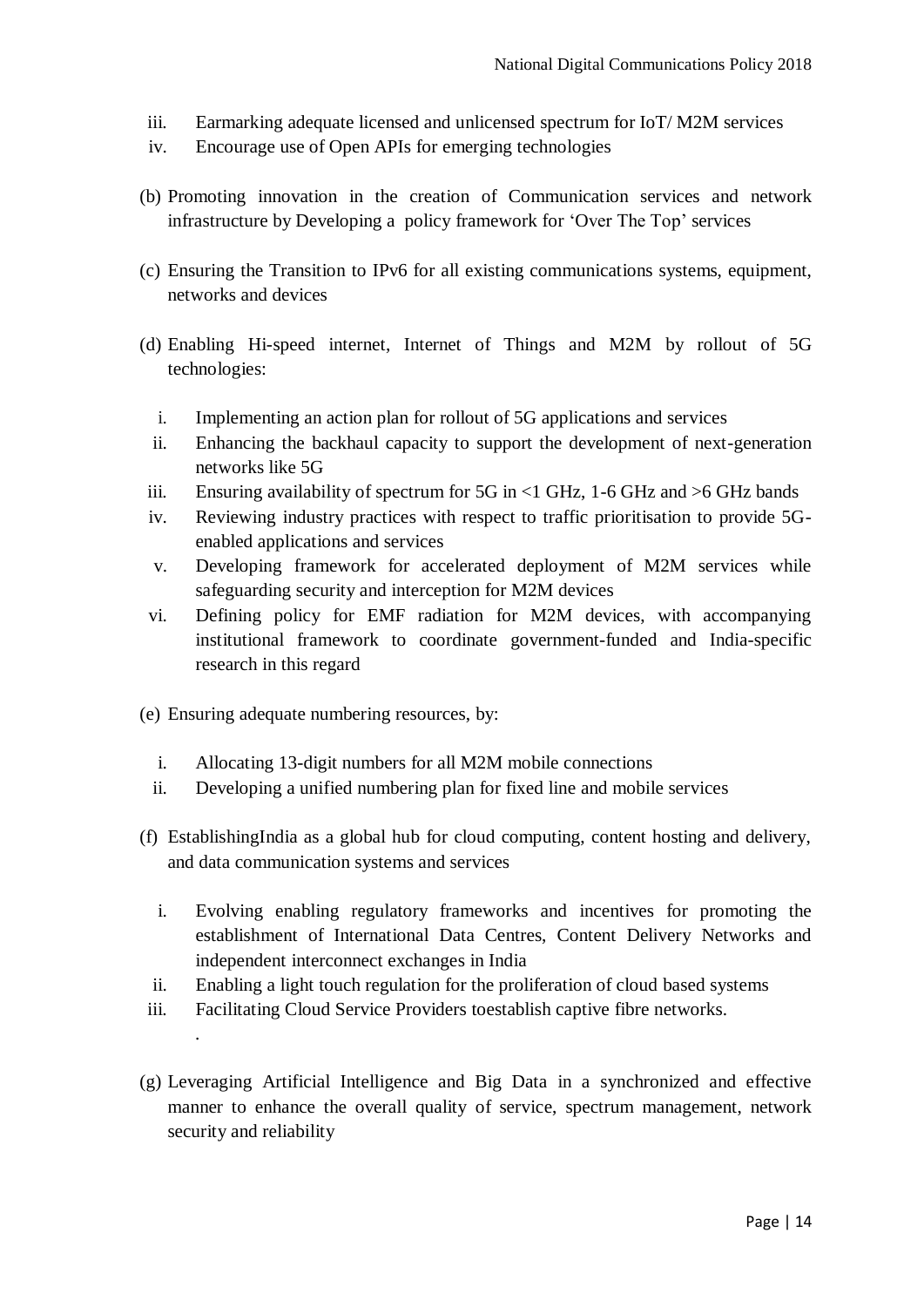- iii. Earmarking adequate licensed and unlicensed spectrum for IoT/ M2M services
- iv. Encourage use of Open APIs for emerging technologies

(b) Promoting innovation in the creation of Communication services and network infrastructure by Developing a policy framework for 'Over The Top' services

(c) Ensuring the Transition to IPv6 for all existing communications systems, equipment, networks and devices

(d) Enabling Hi-speed internet, Internet of Things and M2M by rollout of 5G technologies:

- i. Implementing an action plan for rollout of 5G applications and services
- ii. Enhancing the backhaul capacity to support the development of next-generation networks like 5G
- iii. Ensuring availability of spectrum for 5G in <1 GHz, 1-6 GHz and >6 GHz bands
- iv. Reviewing industry practices with respect to traffic prioritisation to provide 5G-enabled applications and services
- v. Developing framework for accelerated deployment of M2M services while safeguarding security and interception for M2M devices
- vi. Defining policy for EMF radiation for M2M devices, with accompanying institutional framework to coordinate government-funded and India-specific research in this regard

(e) Ensuring adequate numbering resources, by:

- i. Allocating 13-digit numbers for all M2M mobile connections
- ii. Developing a unified numbering plan for fixed line and mobile services

(f) EstablishingIndia as a global hub for cloud computing, content hosting and delivery, and data communication systems and services

- i. Evolving enabling regulatory frameworks and incentives for promoting the establishment of International Data Centres, Content Delivery Networks and independent interconnect exchanges in India
- ii. Enabling a light touch regulation for the proliferation of cloud based systems
- iii. Facilitating Cloud Service Providers toestablish captive fibre networks.

(g) Leveraging Artificial Intelligence and Big Data in a synchronized and effective manner to enhance the overall quality of service, spectrum management, network security and reliability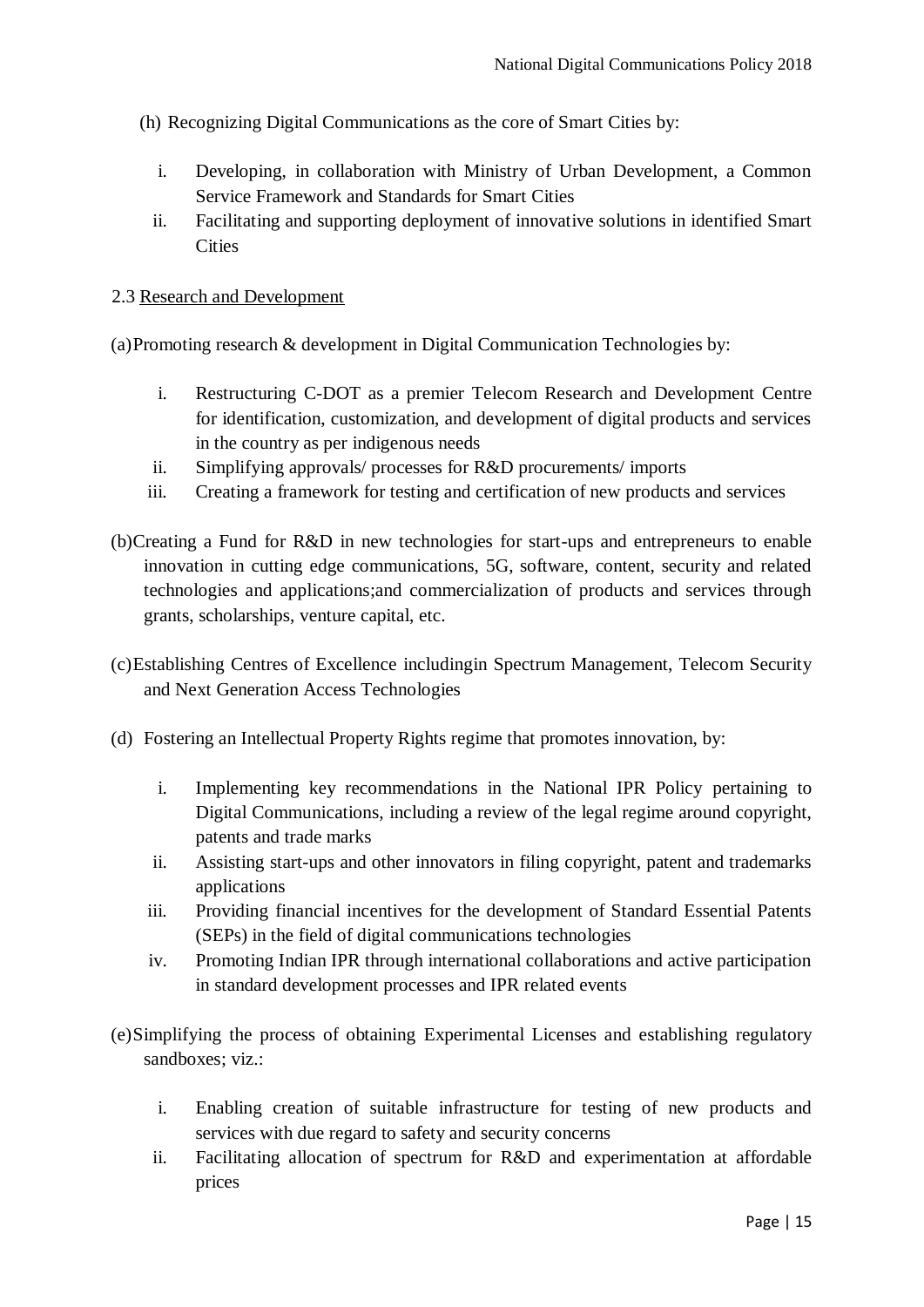(h) Recognizing Digital Communications as the core of Smart Cities by:

   i. Developing, in collaboration with Ministry of Urban Development, a Common Service Framework and Standards for Smart Cities
   ii. Facilitating and supporting deployment of innovative solutions in identified Smart Cities

2.3 <u>Research and Development</u>

(a) Promoting research & development in Digital Communication Technologies by:

   i. Restructuring C-DOT as a premier Telecom Research and Development Centre for identification, customization, and development of digital products and services in the country as per indigenous needs
   ii. Simplifying approvals/ processes for R&D procurements/ imports
   iii. Creating a framework for testing and certification of new products and services

(b) Creating a Fund for R&D in new technologies for start-ups and entrepreneurs to enable innovation in cutting edge communications, 5G, software, content, security and related technologies and applications;and commercialization of products and services through grants, scholarships, venture capital, etc.

(c) Establishing Centres of Excellence includingin Spectrum Management, Telecom Security and Next Generation Access Technologies

(d) Fostering an Intellectual Property Rights regime that promotes innovation, by:

   i. Implementing key recommendations in the National IPR Policy pertaining to Digital Communications, including a review of the legal regime around copyright, patents and trade marks
   ii. Assisting start-ups and other innovators in filing copyright, patent and trademarks applications
   iii. Providing financial incentives for the development of Standard Essential Patents (SEPs) in the field of digital communications technologies
   iv. Promoting Indian IPR through international collaborations and active participation in standard development processes and IPR related events

(e) Simplifying the process of obtaining Experimental Licenses and establishing regulatory sandboxes; viz.:

   i. Enabling creation of suitable infrastructure for testing of new products and services with due regard to safety and security concerns
   ii. Facilitating allocation of spectrum for R&D and experimentation at affordable prices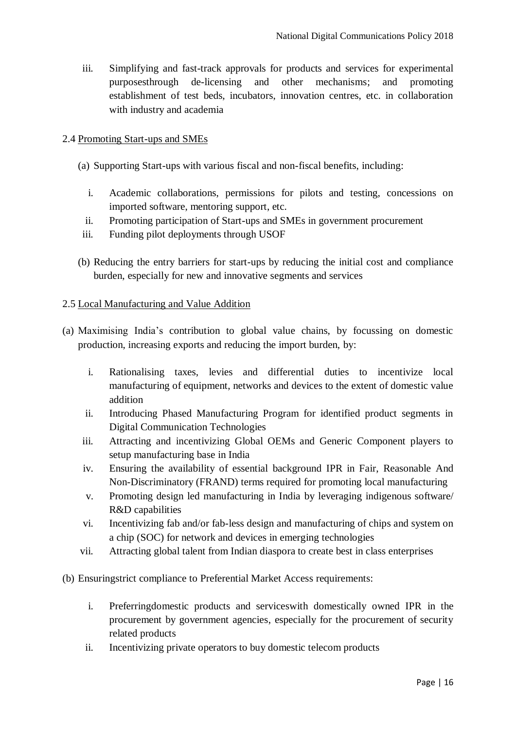iii. Simplifying and fast-track approvals for products and services for experimental purposesthrough de-licensing and other mechanisms; and promoting establishment of test beds, incubators, innovation centres, etc. in collaboration with industry and academia

2.4 <u>Promoting Start-ups and SMEs</u>

(a) Supporting Start-ups with various fiscal and non-fiscal benefits, including:

   i. Academic collaborations, permissions for pilots and testing, concessions on imported software, mentoring support, etc.
   ii. Promoting participation of Start-ups and SMEs in government procurement
   iii. Funding pilot deployments through USOF

(b) Reducing the entry barriers for start-ups by reducing the initial cost and compliance burden, especially for new and innovative segments and services

2.5 <u>Local Manufacturing and Value Addition</u>

(a) Maximising India's contribution to global value chains, by focussing on domestic production, increasing exports and reducing the import burden, by:

   i. Rationalising taxes, levies and differential duties to incentivize local manufacturing of equipment, networks and devices to the extent of domestic value addition
   ii. Introducing Phased Manufacturing Program for identified product segments in Digital Communication Technologies
   iii. Attracting and incentivizing Global OEMs and Generic Component players to setup manufacturing base in India
   iv. Ensuring the availability of essential background IPR in Fair, Reasonable And Non-Discriminatory (FRAND) terms required for promoting local manufacturing
   v. Promoting design led manufacturing in India by leveraging indigenous software/ R&D capabilities
   vi. Incentivizing fab and/or fab-less design and manufacturing of chips and system on a chip (SOC) for network and devices in emerging technologies
   vii. Attracting global talent from Indian diaspora to create best in class enterprises

(b) Ensuringstrict compliance to Preferential Market Access requirements:

   i. Preferringdomestic products and serviceswith domestically owned IPR in the procurement by government agencies, especially for the procurement of security related products
   ii. Incentivizing private operators to buy domestic telecom products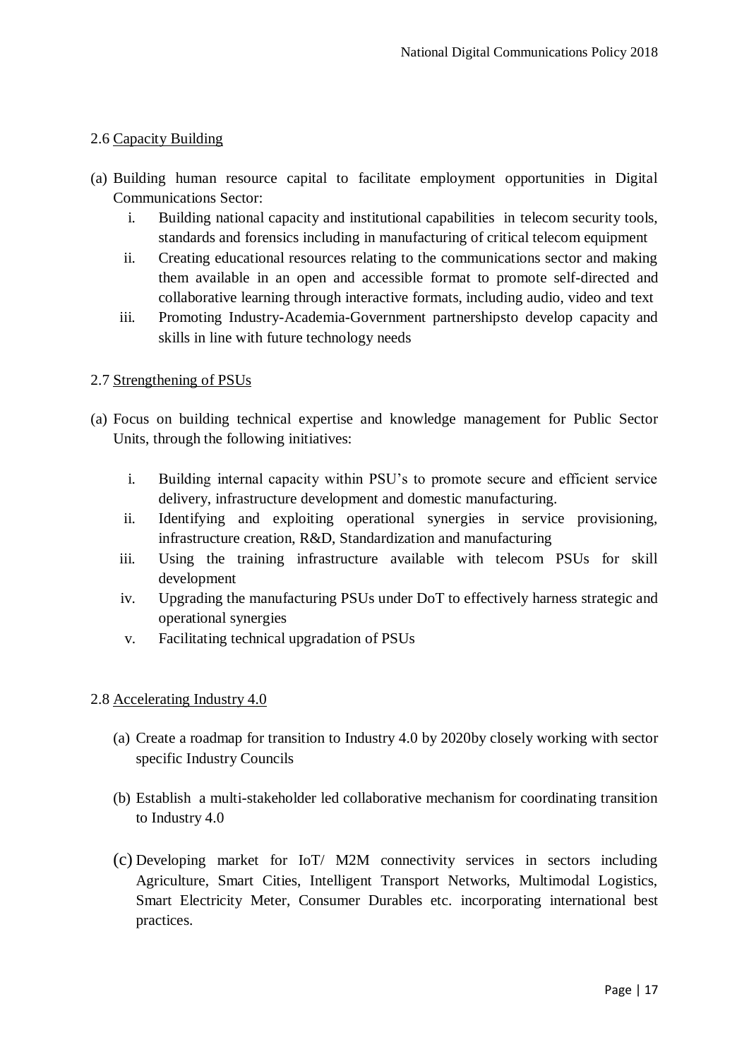### 2.6 Capacity Building

(a) Building human resource capital to facilitate employment opportunities in Digital Communications Sector:

i. Building national capacity and institutional capabilities in telecom security tools, standards and forensics including in manufacturing of critical telecom equipment

ii. Creating educational resources relating to the communications sector and making them available in an open and accessible format to promote self-directed and collaborative learning through interactive formats, including audio, video and text

iii. Promoting Industry-Academia-Government partnershipsto develop capacity and skills in line with future technology needs

### 2.7 Strengthening of PSUs

(a) Focus on building technical expertise and knowledge management for Public Sector Units, through the following initiatives:

i. Building internal capacity within PSU's to promote secure and efficient service delivery, infrastructure development and domestic manufacturing.

ii. Identifying and exploiting operational synergies in service provisioning, infrastructure creation, R&D, Standardization and manufacturing

iii. Using the training infrastructure available with telecom PSUs for skill development

iv. Upgrading the manufacturing PSUs under DoT to effectively harness strategic and operational synergies

v. Facilitating technical upgradation of PSUs

### 2.8 Accelerating Industry 4.0

(a) Create a roadmap for transition to Industry 4.0 by 2020by closely working with sector specific Industry Councils

(b) Establish a multi-stakeholder led collaborative mechanism for coordinating transition to Industry 4.0

(c) Developing market for IoT/ M2M connectivity services in sectors including Agriculture, Smart Cities, Intelligent Transport Networks, Multimodal Logistics, Smart Electricity Meter, Consumer Durables etc. incorporating international best practices.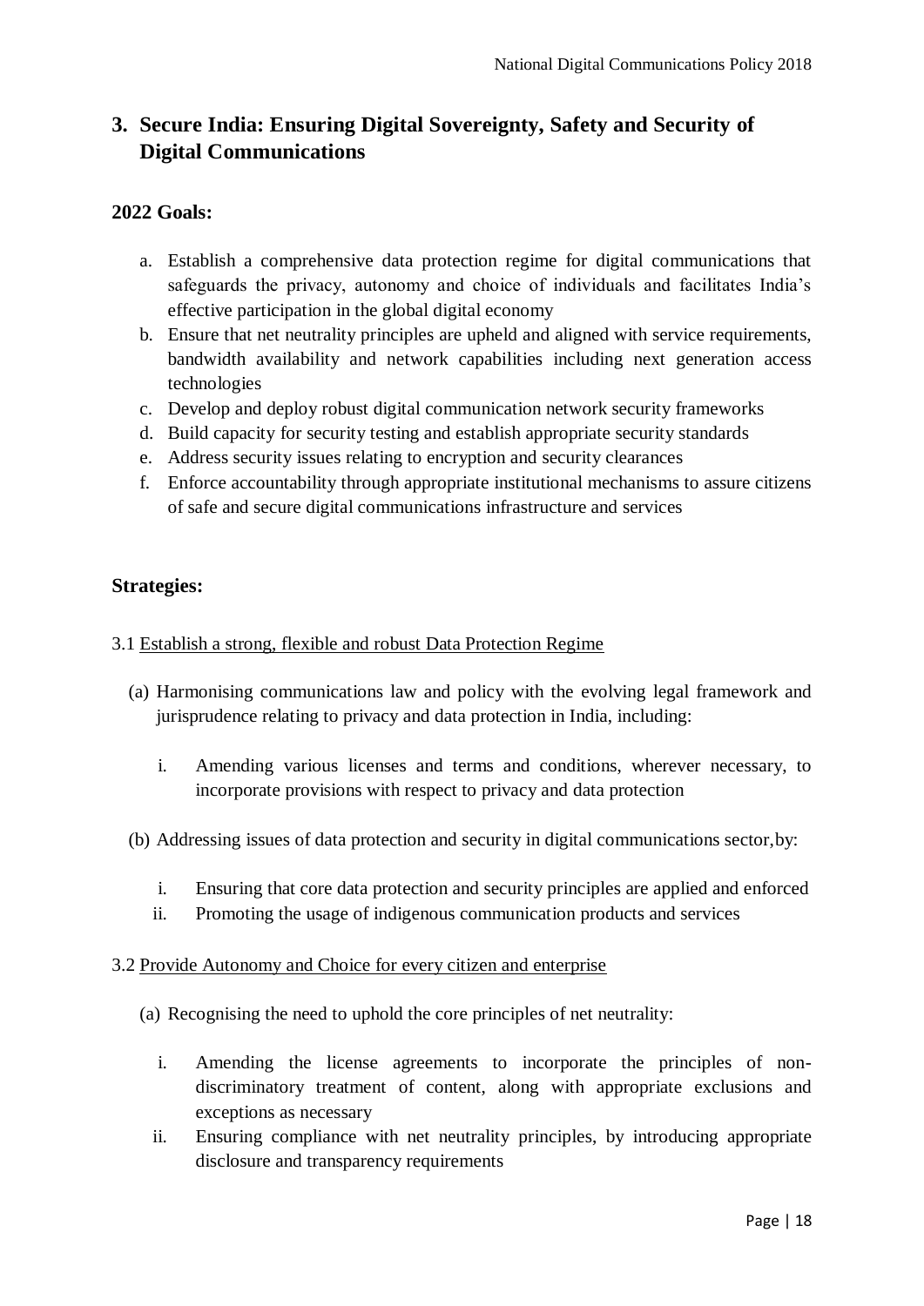## 3. Secure India: Ensuring Digital Sovereignty, Safety and Security of Digital Communications

### 2022 Goals:

a. Establish a comprehensive data protection regime for digital communications that safeguards the privacy, autonomy and choice of individuals and facilitates India's effective participation in the global digital economy
b. Ensure that net neutrality principles are upheld and aligned with service requirements, bandwidth availability and network capabilities including next generation access technologies
c. Develop and deploy robust digital communication network security frameworks
d. Build capacity for security testing and establish appropriate security standards
e. Address security issues relating to encryption and security clearances
f. Enforce accountability through appropriate institutional mechanisms to assure citizens of safe and secure digital communications infrastructure and services

### Strategies:

3.1 <u>Establish a strong, flexible and robust Data Protection Regime</u>

(a) Harmonising communications law and policy with the evolving legal framework and jurisprudence relating to privacy and data protection in India, including:

  i. Amending various licenses and terms and conditions, wherever necessary, to incorporate provisions with respect to privacy and data protection

(b) Addressing issues of data protection and security in digital communications sector,by:

  i. Ensuring that core data protection and security principles are applied and enforced
  ii. Promoting the usage of indigenous communication products and services

3.2 <u>Provide Autonomy and Choice for every citizen and enterprise</u>

(a) Recognising the need to uphold the core principles of net neutrality:

  i. Amending the license agreements to incorporate the principles of non-discriminatory treatment of content, along with appropriate exclusions and exceptions as necessary
  ii. Ensuring compliance with net neutrality principles, by introducing appropriate disclosure and transparency requirements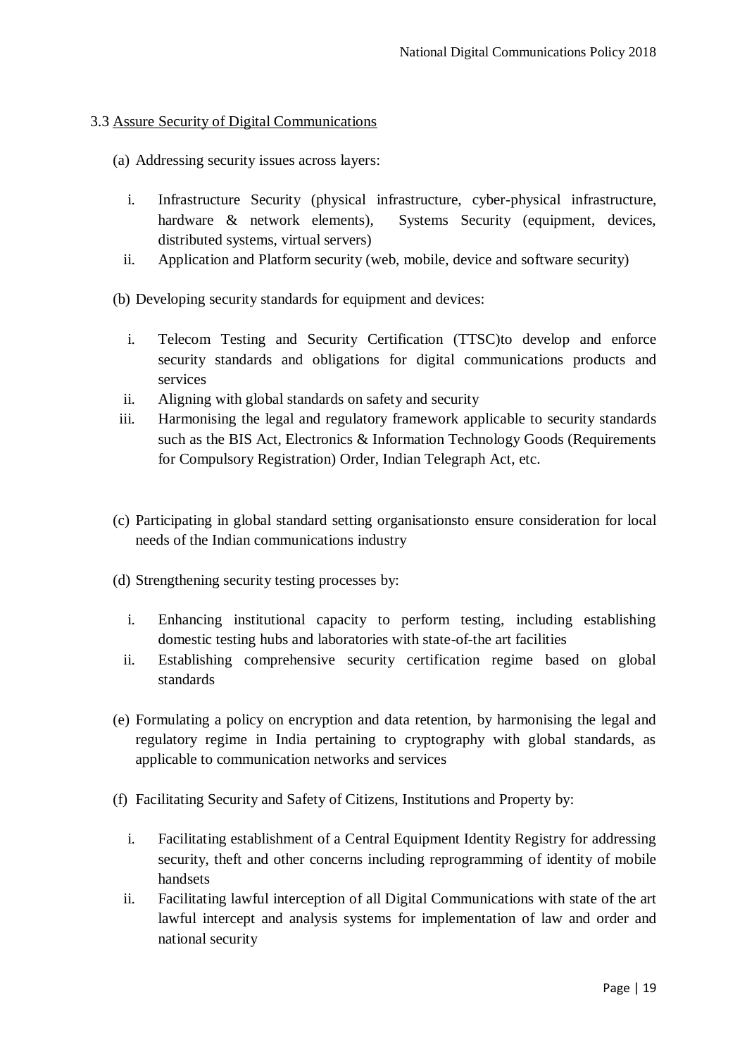3.3 Assure Security of Digital Communications

(a) Addressing security issues across layers:

   i. Infrastructure Security (physical infrastructure, cyber-physical infrastructure, hardware & network elements), Systems Security (equipment, devices, distributed systems, virtual servers)
   ii. Application and Platform security (web, mobile, device and software security)

(b) Developing security standards for equipment and devices:

   i. Telecom Testing and Security Certification (TTSC)to develop and enforce security standards and obligations for digital communications products and services
   ii. Aligning with global standards on safety and security
   iii. Harmonising the legal and regulatory framework applicable to security standards such as the BIS Act, Electronics & Information Technology Goods (Requirements for Compulsory Registration) Order, Indian Telegraph Act, etc.

(c) Participating in global standard setting organisationsto ensure consideration for local needs of the Indian communications industry

(d) Strengthening security testing processes by:

   i. Enhancing institutional capacity to perform testing, including establishing domestic testing hubs and laboratories with state-of-the art facilities
   ii. Establishing comprehensive security certification regime based on global standards

(e) Formulating a policy on encryption and data retention, by harmonising the legal and regulatory regime in India pertaining to cryptography with global standards, as applicable to communication networks and services

(f) Facilitating Security and Safety of Citizens, Institutions and Property by:

   i. Facilitating establishment of a Central Equipment Identity Registry for addressing security, theft and other concerns including reprogramming of identity of mobile handsets
   ii. Facilitating lawful interception of all Digital Communications with state of the art lawful intercept and analysis systems for implementation of law and order and national security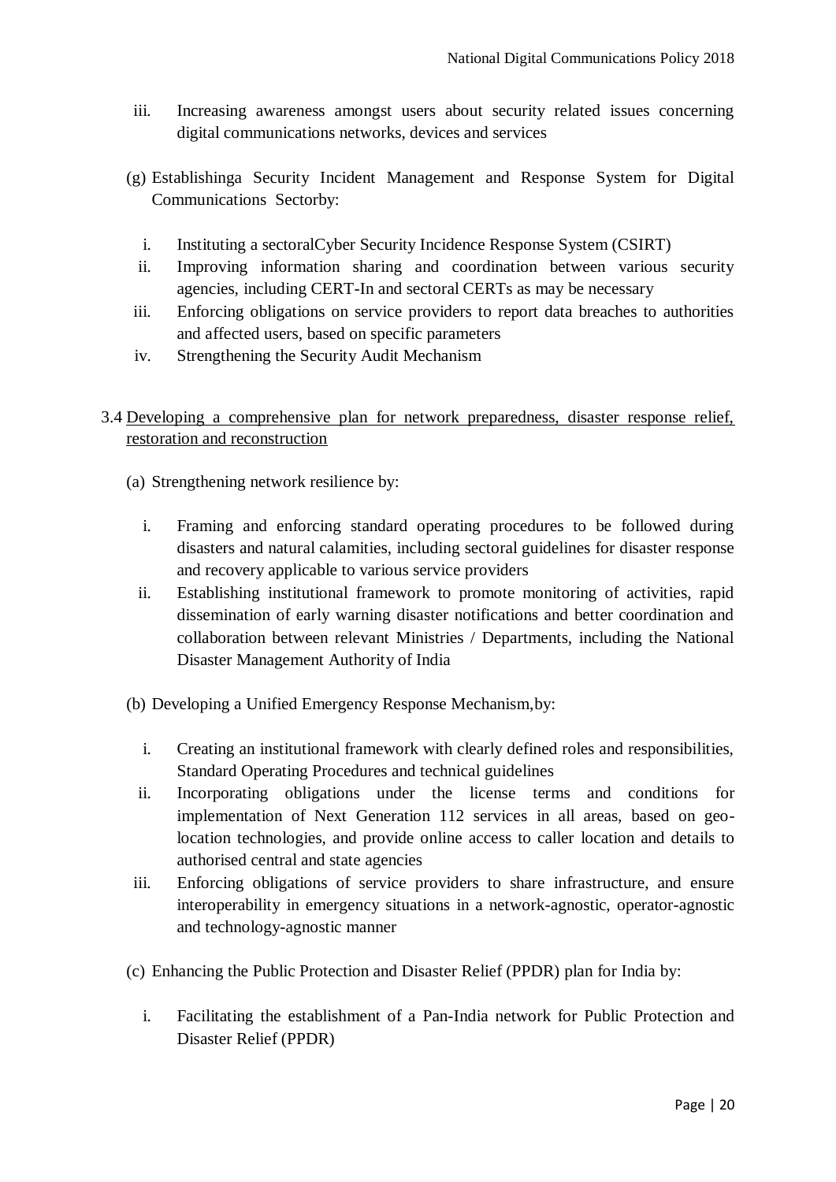iii. Increasing awareness amongst users about security related issues concerning digital communications networks, devices and services

(g) Establishinga Security Incident Management and Response System for Digital Communications Sectorby:

i. Instituting a sectoralCyber Security Incidence Response System (CSIRT)
ii. Improving information sharing and coordination between various security agencies, including CERT-In and sectoral CERTs as may be necessary
iii. Enforcing obligations on service providers to report data breaches to authorities and affected users, based on specific parameters
iv. Strengthening the Security Audit Mechanism

3.4 <u>Developing a comprehensive plan for network preparedness, disaster response relief, restoration and reconstruction</u>

(a) Strengthening network resilience by:

i. Framing and enforcing standard operating procedures to be followed during disasters and natural calamities, including sectoral guidelines for disaster response and recovery applicable to various service providers
ii. Establishing institutional framework to promote monitoring of activities, rapid dissemination of early warning disaster notifications and better coordination and collaboration between relevant Ministries / Departments, including the National Disaster Management Authority of India

(b) Developing a Unified Emergency Response Mechanism,by:

i. Creating an institutional framework with clearly defined roles and responsibilities, Standard Operating Procedures and technical guidelines
ii. Incorporating obligations under the license terms and conditions for implementation of Next Generation 112 services in all areas, based on geo-location technologies, and provide online access to caller location and details to authorised central and state agencies
iii. Enforcing obligations of service providers to share infrastructure, and ensure interoperability in emergency situations in a network-agnostic, operator-agnostic and technology-agnostic manner

(c) Enhancing the Public Protection and Disaster Relief (PPDR) plan for India by:

i. Facilitating the establishment of a Pan-India network for Public Protection and Disaster Relief (PPDR)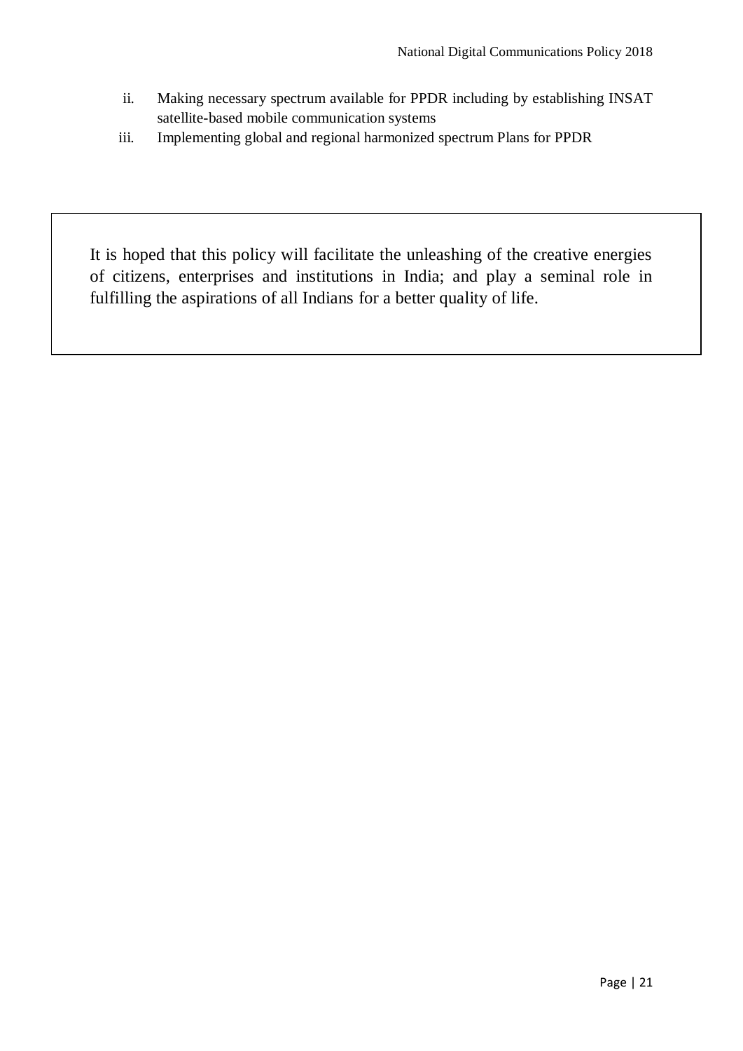ii. Making necessary spectrum available for PPDR including by establishing INSAT satellite-based mobile communication systems

iii. Implementing global and regional harmonized spectrum Plans for PPDR

It is hoped that this policy will facilitate the unleashing of the creative energies of citizens, enterprises and institutions in India; and play a seminal role in fulfilling the aspirations of all Indians for a better quality of life.